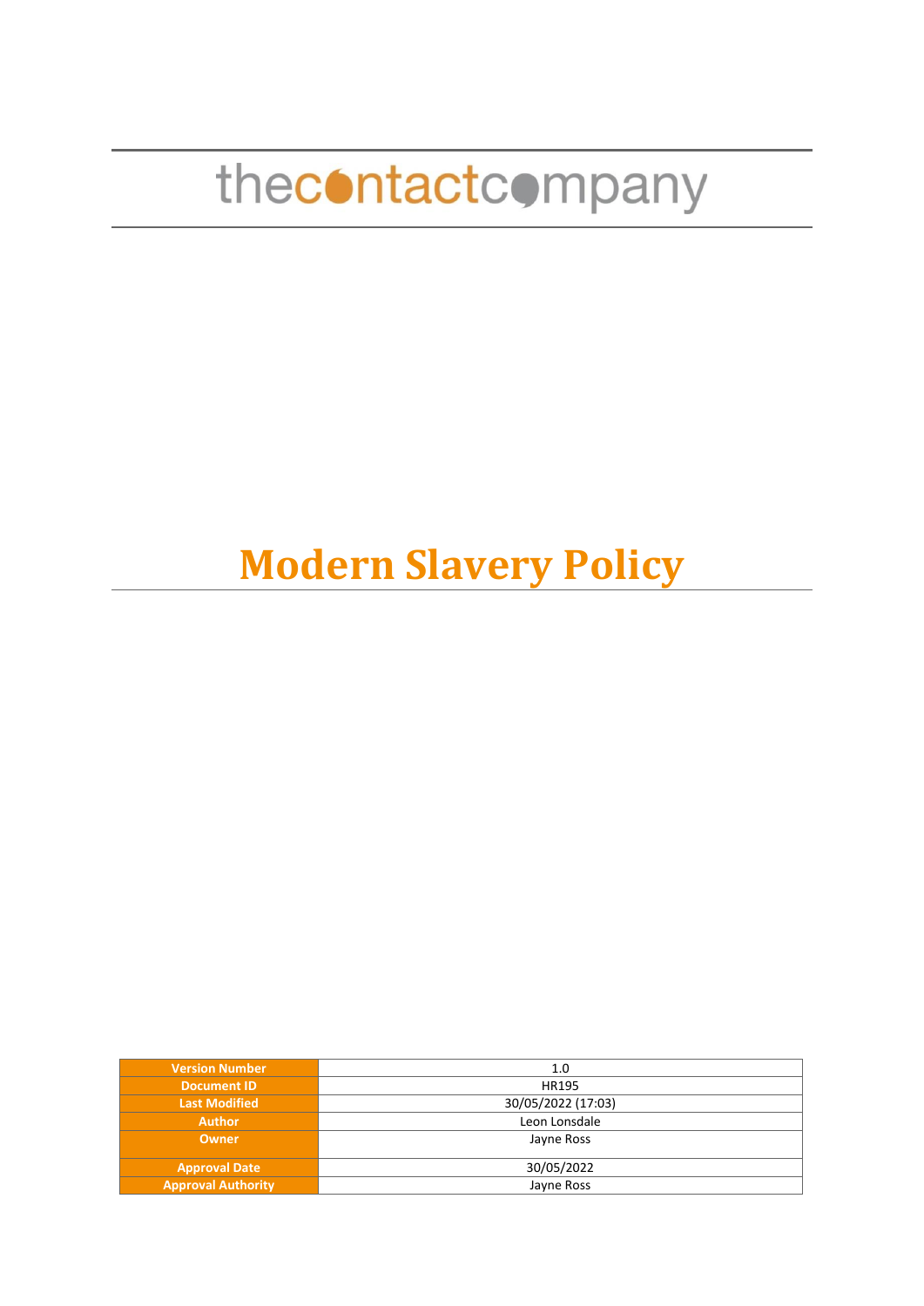thecontactcompany

# Modern Slavery Policy

| Version Number | 1.0 |
|---|---|
| Document ID | HR195 |
| Last Modified | 30/05/2022 (17:03) |
| Author | Leon Lonsdale |
| Owner | Jayne Ross |
| Approval Date | 30/05/2022 |
| Approval Authority | Jayne Ross |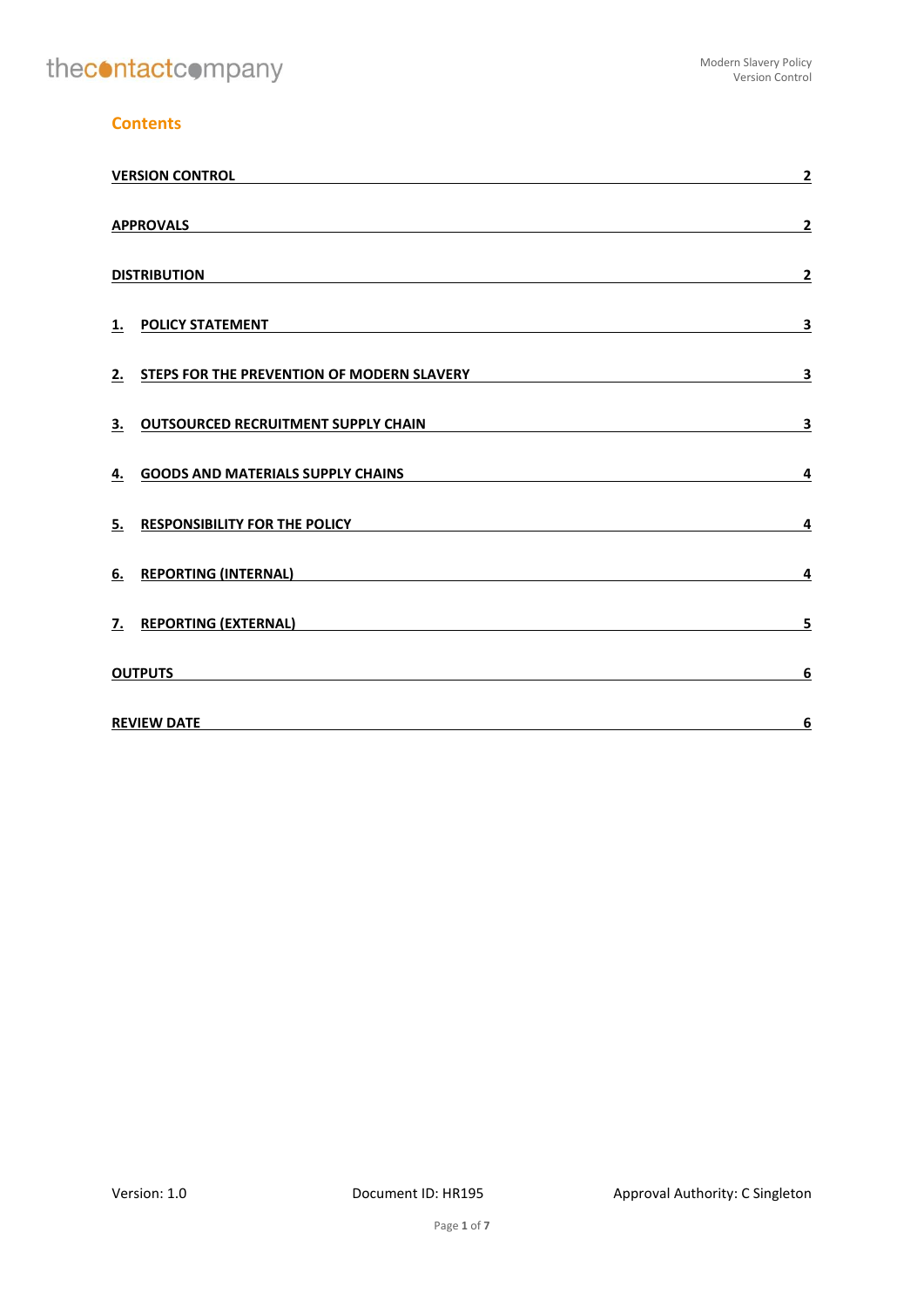## Contents

| | |
|---|---|
| VERSION CONTROL | 2 |
| APPROVALS | 2 |
| DISTRIBUTION | 2 |
| 1. POLICY STATEMENT | 3 |
| 2. STEPS FOR THE PREVENTION OF MODERN SLAVERY | 3 |
| 3. OUTSOURCED RECRUITMENT SUPPLY CHAIN | 3 |
| 4. GOODS AND MATERIALS SUPPLY CHAINS | 4 |
| 5. RESPONSIBILITY FOR THE POLICY | 4 |
| 6. REPORTING (INTERNAL) | 4 |
| 7. REPORTING (EXTERNAL) | 5 |
| OUTPUTS | 6 |
| REVIEW DATE | 6 |

Version: 1.0 Document ID: HR195 Approval Authority: C Singleton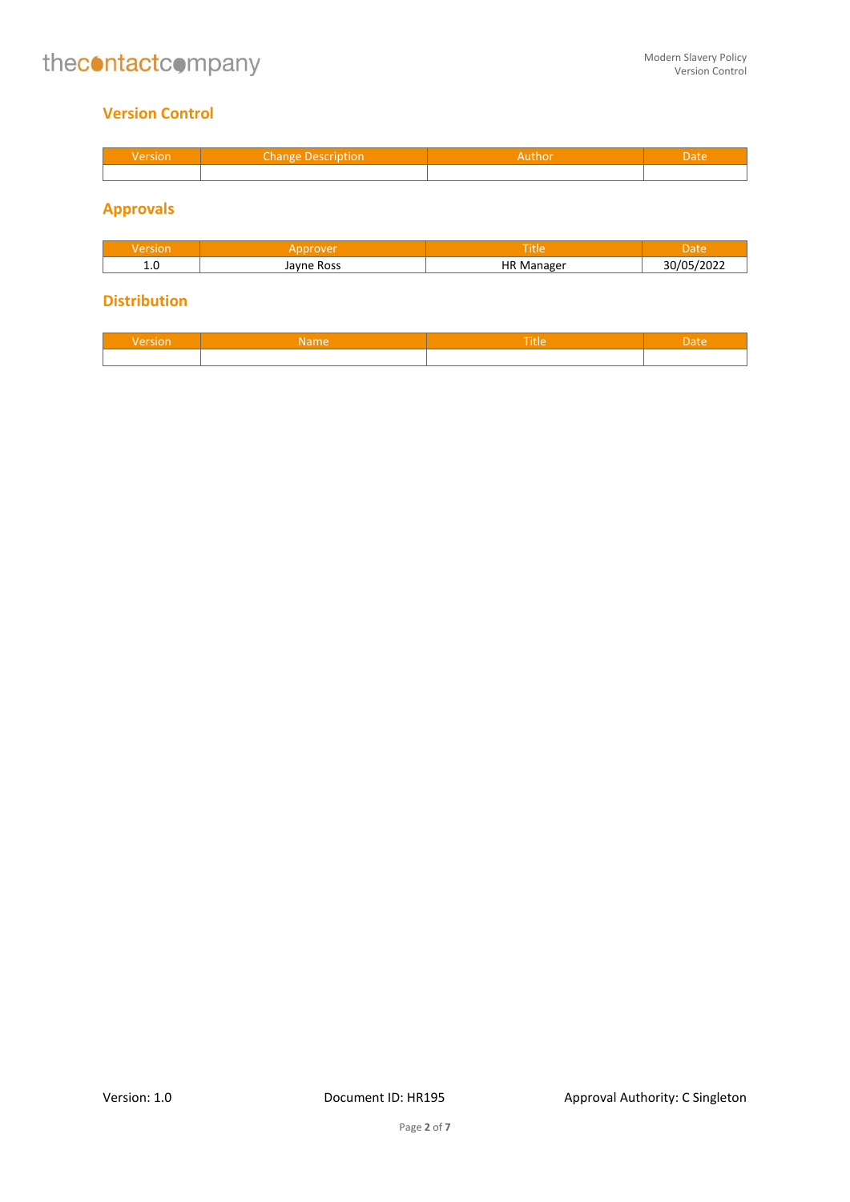## Version Control

| Version | Change Description | Author | Date |
| --- | --- | --- | --- |
| | | | |

## Approvals

| Version | Approver | Title | Date |
| --- | --- | --- | --- |
| 1.0 | Jayne Ross | HR Manager | 30/05/2022 |

## Distribution

| Version | Name | Title | Date |
| --- | --- | --- | --- |
| | | | |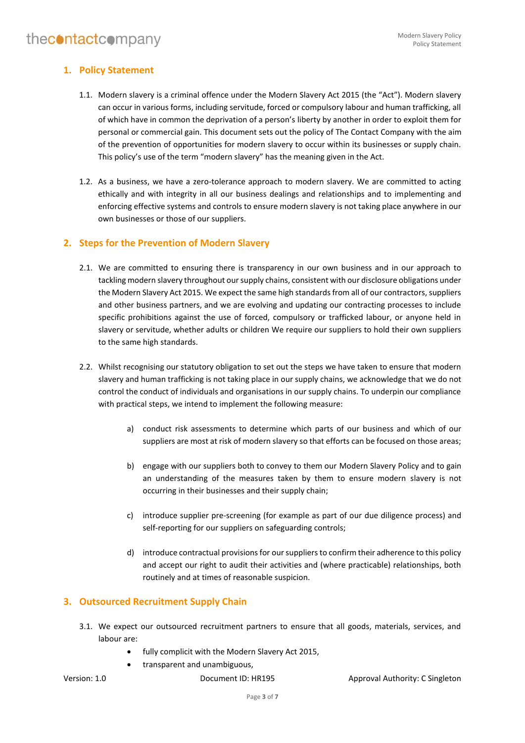## 1. Policy Statement

1.1. Modern slavery is a criminal offence under the Modern Slavery Act 2015 (the "Act"). Modern slavery can occur in various forms, including servitude, forced or compulsory labour and human trafficking, all of which have in common the deprivation of a person's liberty by another in order to exploit them for personal or commercial gain. This document sets out the policy of The Contact Company with the aim of the prevention of opportunities for modern slavery to occur within its businesses or supply chain. This policy's use of the term "modern slavery" has the meaning given in the Act.

1.2. As a business, we have a zero-tolerance approach to modern slavery. We are committed to acting ethically and with integrity in all our business dealings and relationships and to implementing and enforcing effective systems and controls to ensure modern slavery is not taking place anywhere in our own businesses or those of our suppliers.

## 2. Steps for the Prevention of Modern Slavery

2.1. We are committed to ensuring there is transparency in our own business and in our approach to tackling modern slavery throughout our supply chains, consistent with our disclosure obligations under the Modern Slavery Act 2015. We expect the same high standards from all of our contractors, suppliers and other business partners, and we are evolving and updating our contracting processes to include specific prohibitions against the use of forced, compulsory or trafficked labour, or anyone held in slavery or servitude, whether adults or children We require our suppliers to hold their own suppliers to the same high standards.

2.2. Whilst recognising our statutory obligation to set out the steps we have taken to ensure that modern slavery and human trafficking is not taking place in our supply chains, we acknowledge that we do not control the conduct of individuals and organisations in our supply chains. To underpin our compliance with practical steps, we intend to implement the following measure:

a) conduct risk assessments to determine which parts of our business and which of our suppliers are most at risk of modern slavery so that efforts can be focused on those areas;

b) engage with our suppliers both to convey to them our Modern Slavery Policy and to gain an understanding of the measures taken by them to ensure modern slavery is not occurring in their businesses and their supply chain;

c) introduce supplier pre-screening (for example as part of our due diligence process) and self-reporting for our suppliers on safeguarding controls;

d) introduce contractual provisions for our suppliers to confirm their adherence to this policy and accept our right to audit their activities and (where practicable) relationships, both routinely and at times of reasonable suspicion.

## 3. Outsourced Recruitment Supply Chain

3.1. We expect our outsourced recruitment partners to ensure that all goods, materials, services, and labour are:

- fully complicit with the Modern Slavery Act 2015,
- transparent and unambiguous,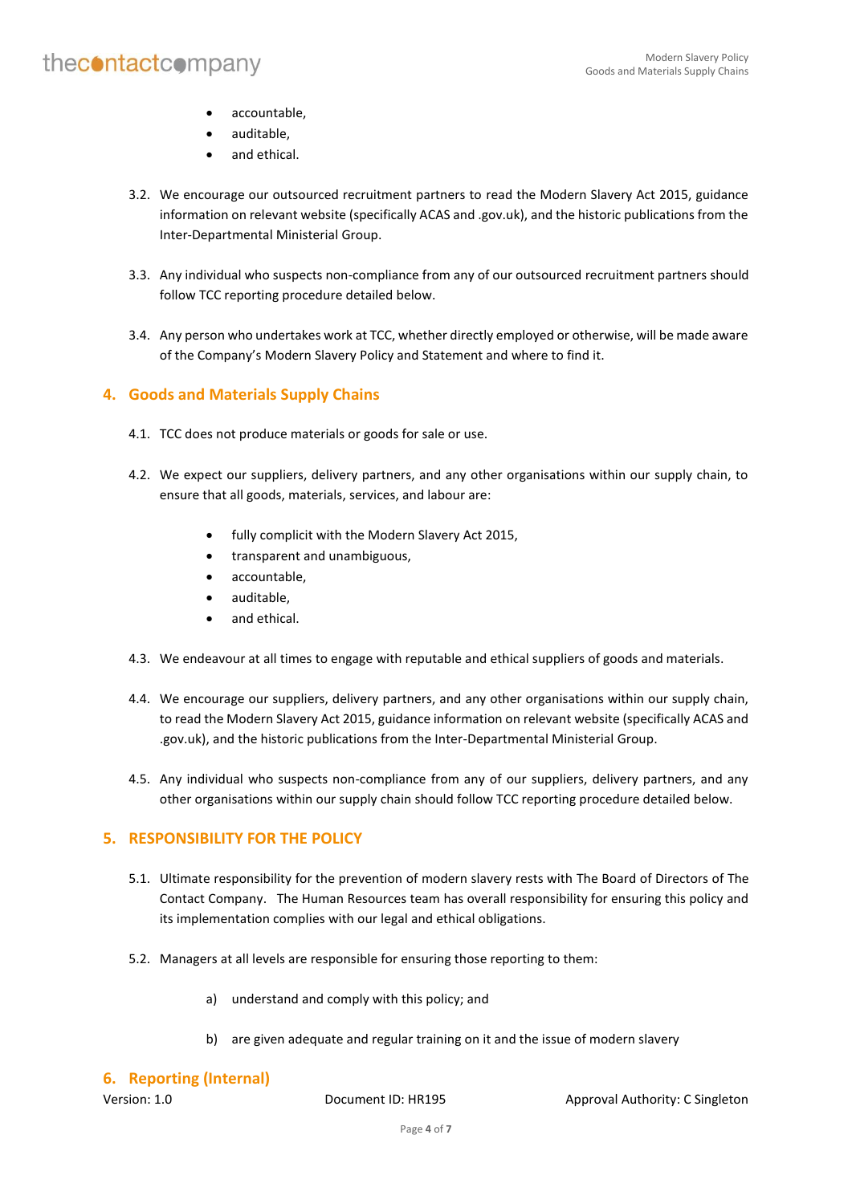- accountable,
- auditable,
- and ethical.

3.2. We encourage our outsourced recruitment partners to read the Modern Slavery Act 2015, guidance information on relevant website (specifically ACAS and .gov.uk), and the historic publications from the Inter-Departmental Ministerial Group.

3.3. Any individual who suspects non-compliance from any of our outsourced recruitment partners should follow TCC reporting procedure detailed below.

3.4. Any person who undertakes work at TCC, whether directly employed or otherwise, will be made aware of the Company's Modern Slavery Policy and Statement and where to find it.

## 4. Goods and Materials Supply Chains

4.1. TCC does not produce materials or goods for sale or use.

4.2. We expect our suppliers, delivery partners, and any other organisations within our supply chain, to ensure that all goods, materials, services, and labour are:

- fully complicit with the Modern Slavery Act 2015,
- transparent and unambiguous,
- accountable,
- auditable,
- and ethical.

4.3. We endeavour at all times to engage with reputable and ethical suppliers of goods and materials.

4.4. We encourage our suppliers, delivery partners, and any other organisations within our supply chain, to read the Modern Slavery Act 2015, guidance information on relevant website (specifically ACAS and .gov.uk), and the historic publications from the Inter-Departmental Ministerial Group.

4.5. Any individual who suspects non-compliance from any of our suppliers, delivery partners, and any other organisations within our supply chain should follow TCC reporting procedure detailed below.

## 5. RESPONSIBILITY FOR THE POLICY

5.1. Ultimate responsibility for the prevention of modern slavery rests with The Board of Directors of The Contact Company. The Human Resources team has overall responsibility for ensuring this policy and its implementation complies with our legal and ethical obligations.

5.2. Managers at all levels are responsible for ensuring those reporting to them:

a) understand and comply with this policy; and

b) are given adequate and regular training on it and the issue of modern slavery

## 6. Reporting (Internal)

Version: 1.0 | Document ID: HR195 | Approval Authority: C Singleton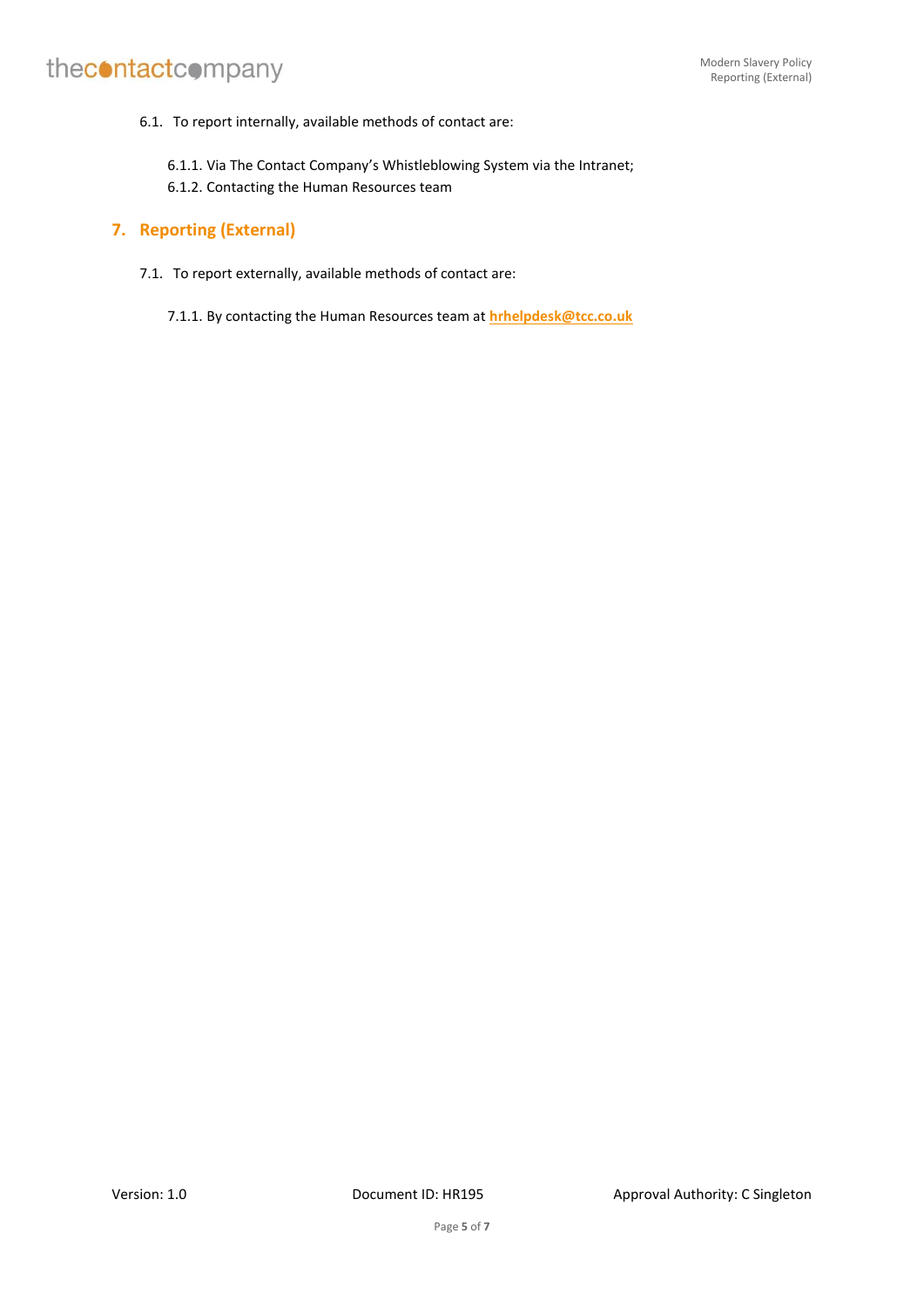6.1. To report internally, available methods of contact are:

6.1.1. Via The Contact Company's Whistleblowing System via the Intranet;
6.1.2. Contacting the Human Resources team

## 7. Reporting (External)

7.1. To report externally, available methods of contact are:

7.1.1. By contacting the Human Resources team at **hrhelpdesk@tcc.co.uk**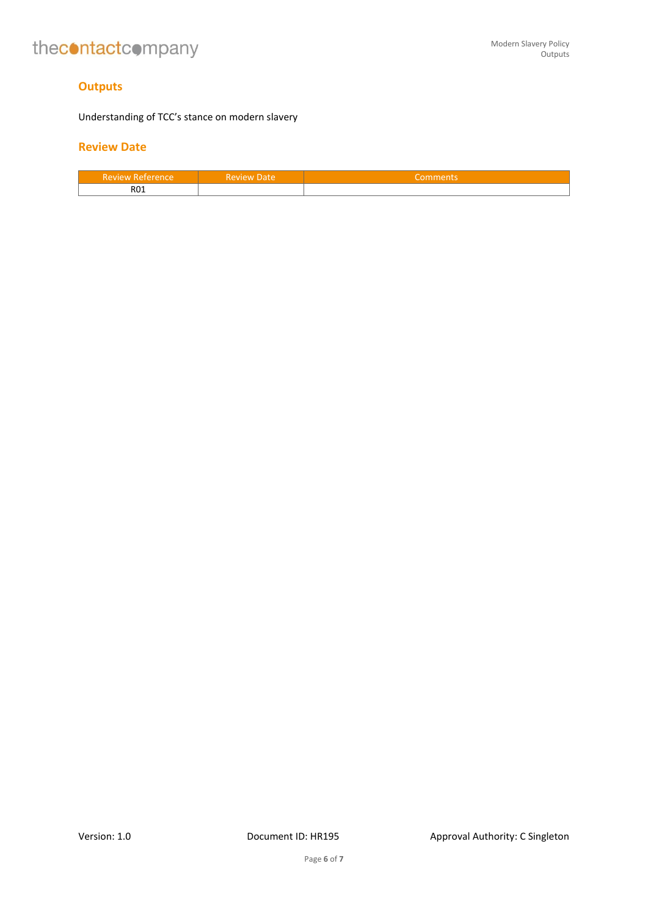## Outputs

Understanding of TCC's stance on modern slavery

## Review Date

| Review Reference | Review Date | Comments |
|---|---|---|
| R01 | | |